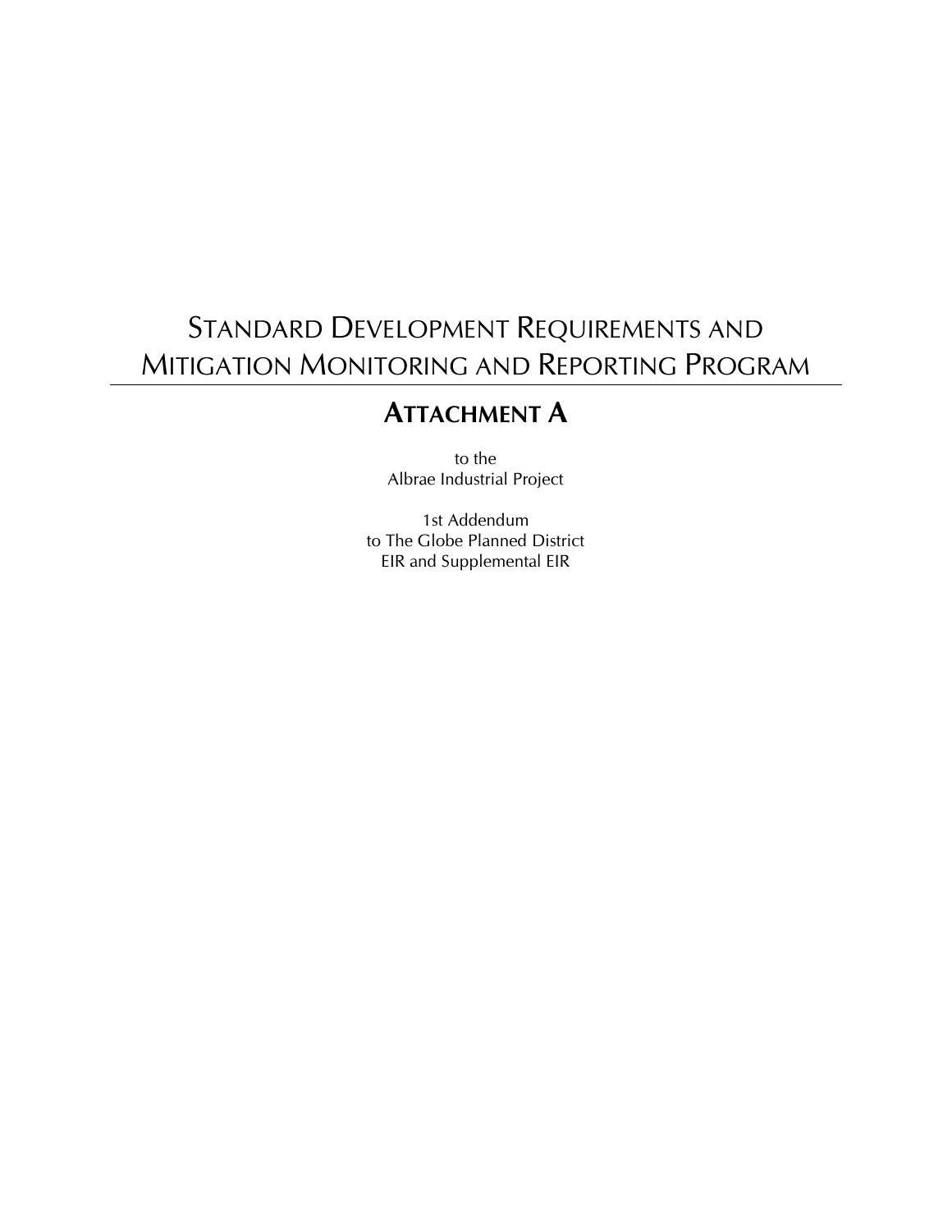# Standard Development Requirements and Mitigation Monitoring and Reporting Program

## Attachment A

to the
Albrae Industrial Project

1st Addendum
to The Globe Planned District
EIR and Supplemental EIR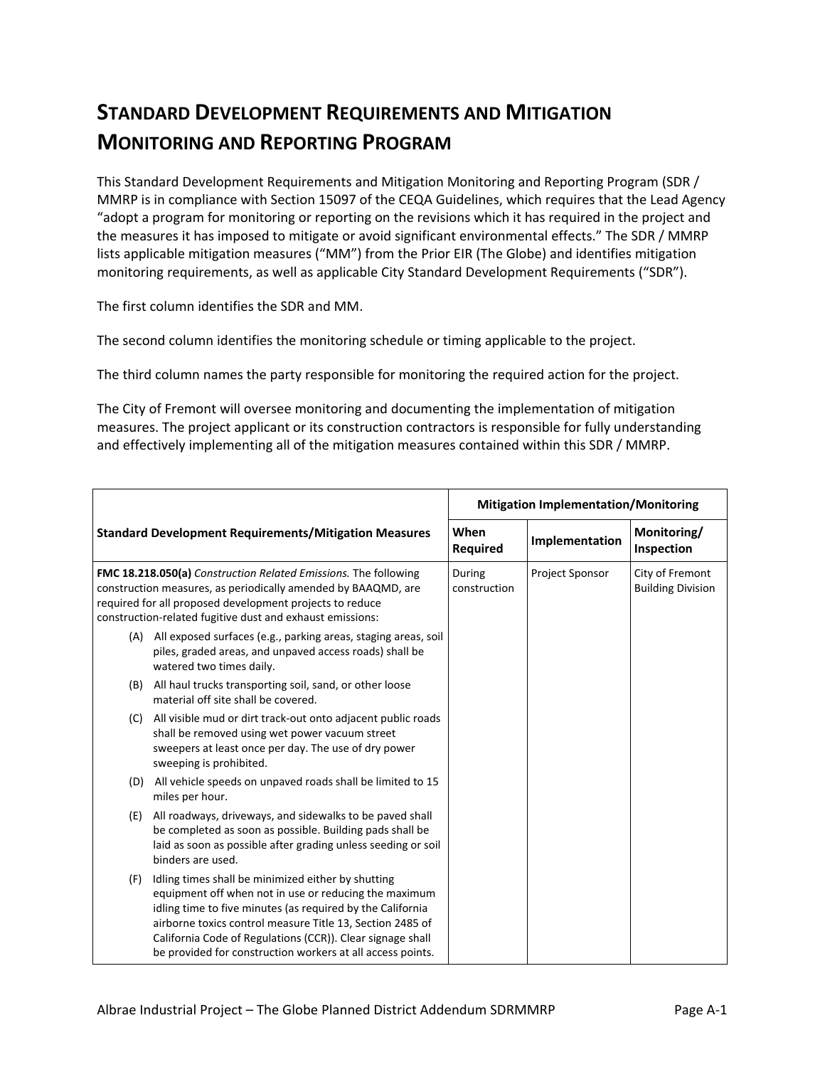# Standard Development Requirements and Mitigation Monitoring and Reporting Program

This Standard Development Requirements and Mitigation Monitoring and Reporting Program (SDR / MMRP is in compliance with Section 15097 of the CEQA Guidelines, which requires that the Lead Agency "adopt a program for monitoring or reporting on the revisions which it has required in the project and the measures it has imposed to mitigate or avoid significant environmental effects." The SDR / MMRP lists applicable mitigation measures ("MM") from the Prior EIR (The Globe) and identifies mitigation monitoring requirements, as well as applicable City Standard Development Requirements ("SDR").

The first column identifies the SDR and MM.

The second column identifies the monitoring schedule or timing applicable to the project.

The third column names the party responsible for monitoring the required action for the project.

The City of Fremont will oversee monitoring and documenting the implementation of mitigation measures. The project applicant or its construction contractors is responsible for fully understanding and effectively implementing all of the mitigation measures contained within this SDR / MMRP.

| Standard Development Requirements/Mitigation Measures | Mitigation Implementation/Monitoring | | |
|---|---|---|---|
| | **When Required** | **Implementation** | **Monitoring/ Inspection** |
| **FMC 18.218.050(a)** *Construction Related Emissions.* The following construction measures, as periodically amended by BAAQMD, are required for all proposed development projects to reduce construction-related fugitive dust and exhaust emissions:<br>(A) All exposed surfaces (e.g., parking areas, staging areas, soil piles, graded areas, and unpaved access roads) shall be watered two times daily.<br>(B) All haul trucks transporting soil, sand, or other loose material off site shall be covered.<br>(C) All visible mud or dirt track-out onto adjacent public roads shall be removed using wet power vacuum street sweepers at least once per day. The use of dry power sweeping is prohibited.<br>(D) All vehicle speeds on unpaved roads shall be limited to 15 miles per hour.<br>(E) All roadways, driveways, and sidewalks to be paved shall be completed as soon as possible. Building pads shall be laid as soon as possible after grading unless seeding or soil binders are used.<br>(F) Idling times shall be minimized either by shutting equipment off when not in use or reducing the maximum idling time to five minutes (as required by the California airborne toxics control measure Title 13, Section 2485 of California Code of Regulations (CCR)). Clear signage shall be provided for construction workers at all access points. | During construction | Project Sponsor | City of Fremont Building Division |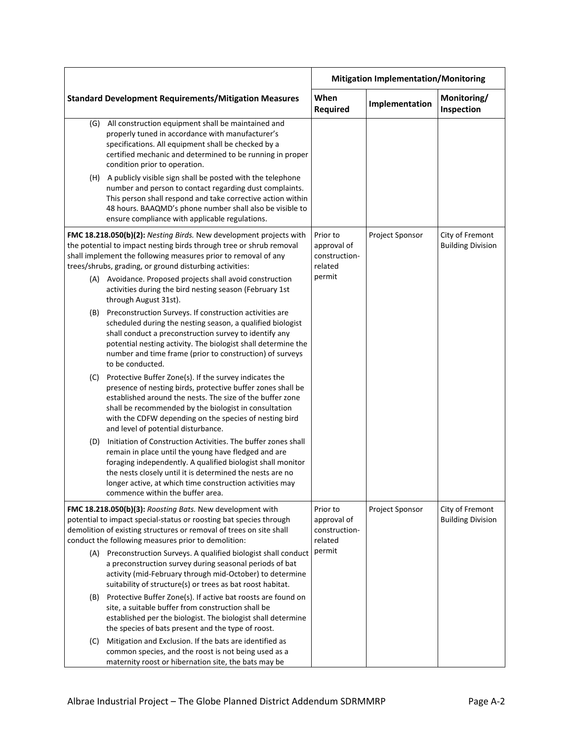| Standard Development Requirements/Mitigation Measures | Mitigation Implementation/Monitoring | | |
|---|---|---|---|
| | When Required | Implementation | Monitoring/ Inspection |
| (G) All construction equipment shall be maintained and properly tuned in accordance with manufacturer's specifications. All equipment shall be checked by a certified mechanic and determined to be running in proper condition prior to operation.<br><br>(H) A publicly visible sign shall be posted with the telephone number and person to contact regarding dust complaints. This person shall respond and take corrective action within 48 hours. BAAQMD's phone number shall also be visible to ensure compliance with applicable regulations. | | | |
| **FMC 18.218.050(b)(2):** *Nesting Birds.* New development projects with the potential to impact nesting birds through tree or shrub removal shall implement the following measures prior to removal of any trees/shrubs, grading, or ground disturbing activities:<br><br>(A) Avoidance. Proposed projects shall avoid construction activities during the bird nesting season (February 1st through August 31st).<br><br>(B) Preconstruction Surveys. If construction activities are scheduled during the nesting season, a qualified biologist shall conduct a preconstruction survey to identify any potential nesting activity. The biologist shall determine the number and time frame (prior to construction) of surveys to be conducted.<br><br>(C) Protective Buffer Zone(s). If the survey indicates the presence of nesting birds, protective buffer zones shall be established around the nests. The size of the buffer zone shall be recommended by the biologist in consultation with the CDFW depending on the species of nesting bird and level of potential disturbance.<br><br>(D) Initiation of Construction Activities. The buffer zones shall remain in place until the young have fledged and are foraging independently. A qualified biologist shall monitor the nests closely until it is determined the nests are no longer active, at which time construction activities may commence within the buffer area. | Prior to approval of construction-related permit | Project Sponsor | City of Fremont Building Division |
| **FMC 18.218.050(b)(3):** *Roosting Bats.* New development with potential to impact special-status or roosting bat species through demolition of existing structures or removal of trees on site shall conduct the following measures prior to demolition:<br><br>(A) Preconstruction Surveys. A qualified biologist shall conduct a preconstruction survey during seasonal periods of bat activity (mid-February through mid-October) to determine suitability of structure(s) or trees as bat roost habitat.<br><br>(B) Protective Buffer Zone(s). If active bat roosts are found on site, a suitable buffer from construction shall be established per the biologist. The biologist shall determine the species of bats present and the type of roost.<br><br>(C) Mitigation and Exclusion. If the bats are identified as common species, and the roost is not being used as a maternity roost or hibernation site, the bats may be | Prior to approval of construction-related permit | Project Sponsor | City of Fremont Building Division |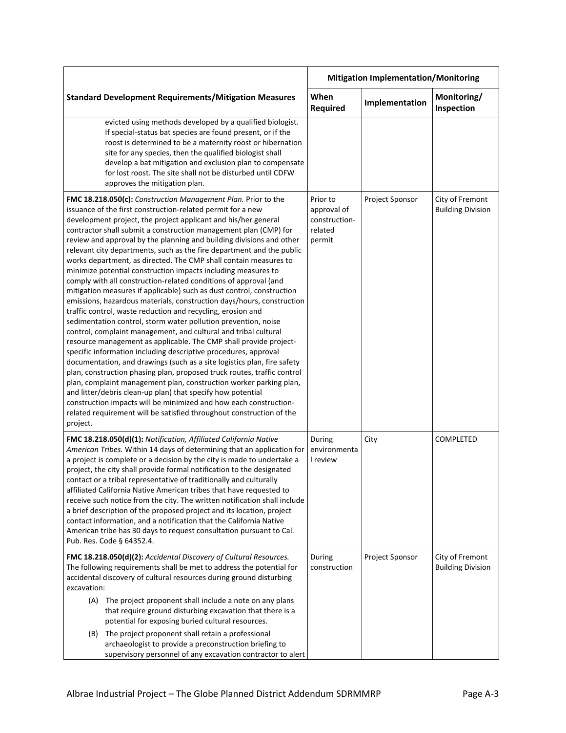| Standard Development Requirements/Mitigation Measures | Mitigation Implementation/Monitoring | | |
|---|---|---|---|
| | **When Required** | **Implementation** | **Monitoring/ Inspection** |
| evicted using methods developed by a qualified biologist. If special-status bat species are found present, or if the roost is determined to be a maternity roost or hibernation site for any species, then the qualified biologist shall develop a bat mitigation and exclusion plan to compensate for lost roost. The site shall not be disturbed until CDFW approves the mitigation plan. | | | |
| **FMC 18.218.050(c):** *Construction Management Plan.* Prior to the issuance of the first construction-related permit for a new development project, the project applicant and his/her general contractor shall submit a construction management plan (CMP) for review and approval by the planning and building divisions and other relevant city departments, such as the fire department and the public works department, as directed. The CMP shall contain measures to minimize potential construction impacts including measures to comply with all construction-related conditions of approval (and mitigation measures if applicable) such as dust control, construction emissions, hazardous materials, construction days/hours, construction traffic control, waste reduction and recycling, erosion and sedimentation control, storm water pollution prevention, noise control, complaint management, and cultural and tribal cultural resource management as applicable. The CMP shall provide project-specific information including descriptive procedures, approval documentation, and drawings (such as a site logistics plan, fire safety plan, construction phasing plan, proposed truck routes, traffic control plan, complaint management plan, construction worker parking plan, and litter/debris clean-up plan) that specify how potential construction impacts will be minimized and how each construction-related requirement will be satisfied throughout construction of the project. | Prior to approval of construction-related permit | Project Sponsor | City of Fremont Building Division |
| **FMC 18.218.050(d)(1):** *Notification, Affiliated California Native American Tribes.* Within 14 days of determining that an application for a project is complete or a decision by the city is made to undertake a project, the city shall provide formal notification to the designated contact or a tribal representative of traditionally and culturally affiliated California Native American tribes that have requested to receive such notice from the city. The written notification shall include a brief description of the proposed project and its location, project contact information, and a notification that the California Native American tribe has 30 days to request consultation pursuant to Cal. Pub. Res. Code § 64352.4. | During environmental review | City | COMPLETED |
| **FMC 18.218.050(d)(2):** *Accidental Discovery of Cultural Resources.* The following requirements shall be met to address the potential for accidental discovery of cultural resources during ground disturbing excavation:<br><br>(A) The project proponent shall include a note on any plans that require ground disturbing excavation that there is a potential for exposing buried cultural resources.<br><br>(B) The project proponent shall retain a professional archaeologist to provide a preconstruction briefing to supervisory personnel of any excavation contractor to alert | During construction | Project Sponsor | City of Fremont Building Division |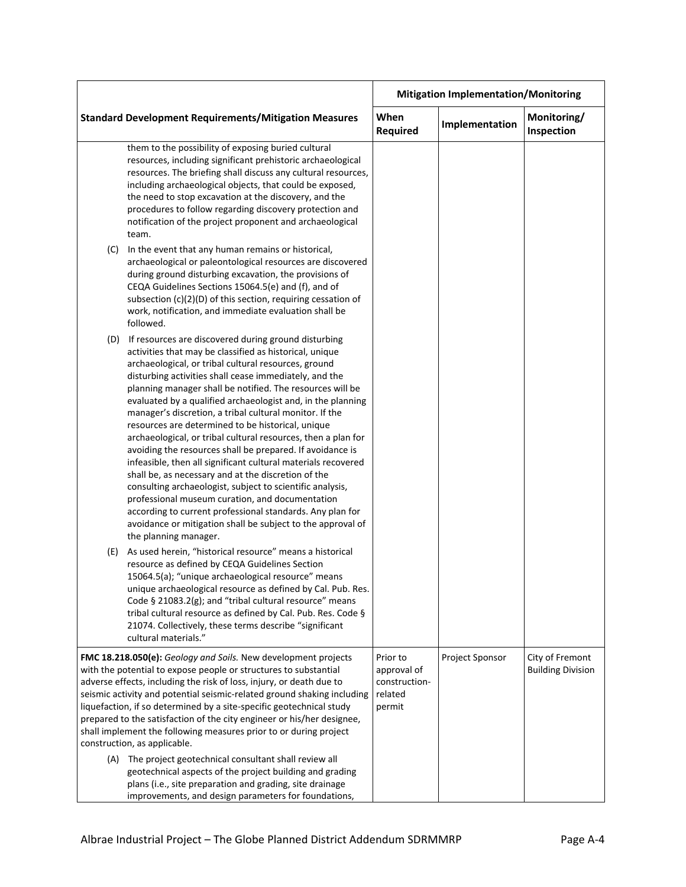| Standard Development Requirements/Mitigation Measures | Mitigation Implementation/Monitoring | | |
|---|---|---|---|
| | When Required | Implementation | Monitoring/ Inspection |
| them to the possibility of exposing buried cultural resources, including significant prehistoric archaeological resources. The briefing shall discuss any cultural resources, including archaeological objects, that could be exposed, the need to stop excavation at the discovery, and the procedures to follow regarding discovery protection and notification of the project proponent and archaeological team.<br><br>(C) In the event that any human remains or historical, archaeological or paleontological resources are discovered during ground disturbing excavation, the provisions of CEQA Guidelines Sections 15064.5(e) and (f), and of subsection (c)(2)(D) of this section, requiring cessation of work, notification, and immediate evaluation shall be followed.<br><br>(D) If resources are discovered during ground disturbing activities that may be classified as historical, unique archaeological, or tribal cultural resources, ground disturbing activities shall cease immediately, and the planning manager shall be notified. The resources will be evaluated by a qualified archaeologist and, in the planning manager's discretion, a tribal cultural monitor. If the resources are determined to be historical, unique archaeological, or tribal cultural resources, then a plan for avoiding the resources shall be prepared. If avoidance is infeasible, then all significant cultural materials recovered shall be, as necessary and at the discretion of the consulting archaeologist, subject to scientific analysis, professional museum curation, and documentation according to current professional standards. Any plan for avoidance or mitigation shall be subject to the approval of the planning manager.<br><br>(E) As used herein, "historical resource" means a historical resource as defined by CEQA Guidelines Section 15064.5(a); "unique archaeological resource" means unique archaeological resource as defined by Cal. Pub. Res. Code § 21083.2(g); and "tribal cultural resource" means tribal cultural resource as defined by Cal. Pub. Res. Code § 21074. Collectively, these terms describe "significant cultural materials." | | | |
| **FMC 18.218.050(e):** *Geology and Soils.* New development projects with the potential to expose people or structures to substantial adverse effects, including the risk of loss, injury, or death due to seismic activity and potential seismic-related ground shaking including liquefaction, if so determined by a site-specific geotechnical study prepared to the satisfaction of the city engineer or his/her designee, shall implement the following measures prior to or during project construction, as applicable.<br><br>(A) The project geotechnical consultant shall review all geotechnical aspects of the project building and grading plans (i.e., site preparation and grading, site drainage improvements, and design parameters for foundations, | Prior to approval of construction-related permit | Project Sponsor | City of Fremont Building Division |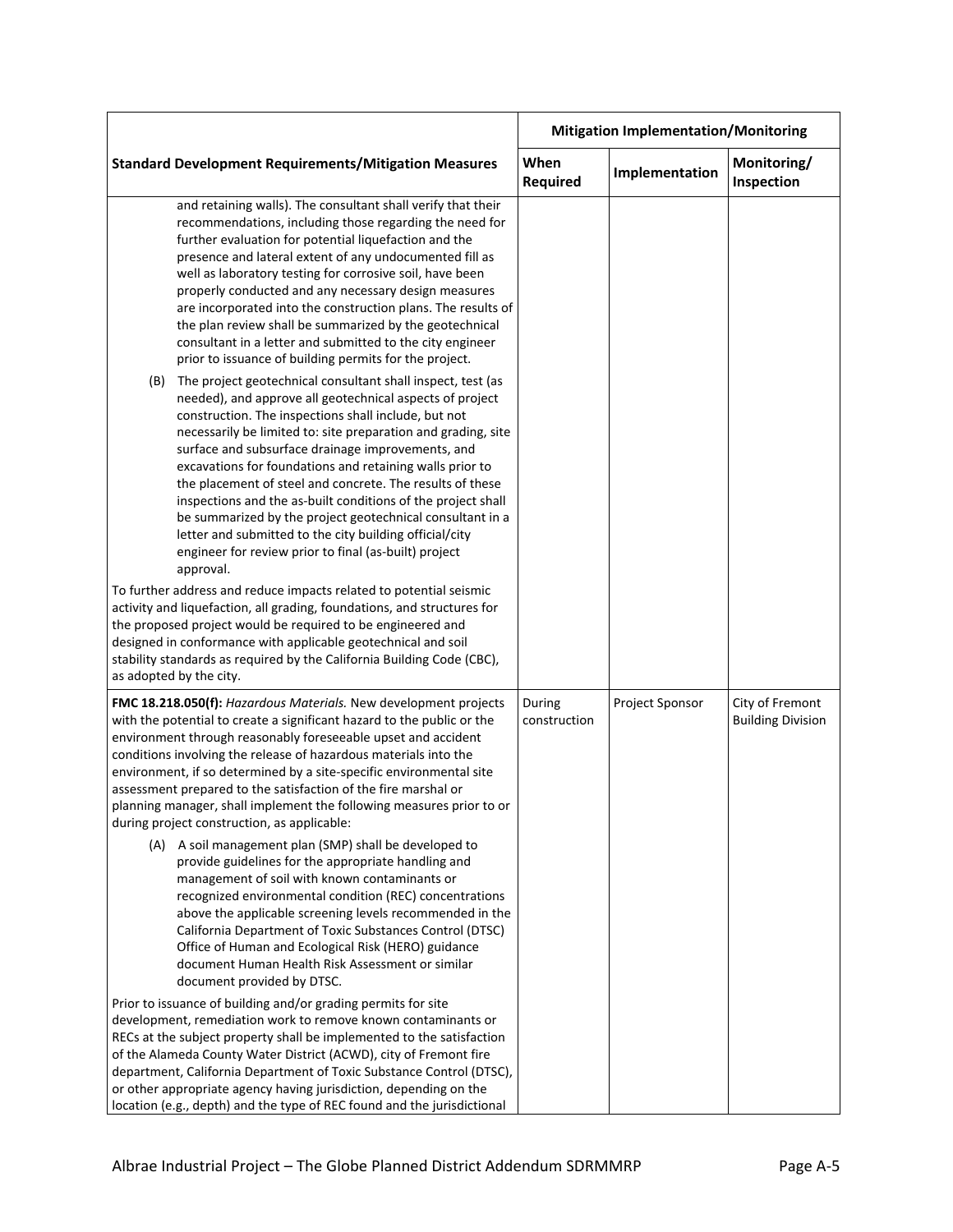| Standard Development Requirements/Mitigation Measures | Mitigation Implementation/Monitoring | | |
|---|---|---|---|
| | When Required | Implementation | Monitoring/ Inspection |
| and retaining walls). The consultant shall verify that their recommendations, including those regarding the need for further evaluation for potential liquefaction and the presence and lateral extent of any undocumented fill as well as laboratory testing for corrosive soil, have been properly conducted and any necessary design measures are incorporated into the construction plans. The results of the plan review shall be summarized by the geotechnical consultant in a letter and submitted to the city engineer prior to issuance of building permits for the project.<br><br>(B) The project geotechnical consultant shall inspect, test (as needed), and approve all geotechnical aspects of project construction. The inspections shall include, but not necessarily be limited to: site preparation and grading, site surface and subsurface drainage improvements, and excavations for foundations and retaining walls prior to the placement of steel and concrete. The results of these inspections and the as-built conditions of the project shall be summarized by the project geotechnical consultant in a letter and submitted to the city building official/city engineer for review prior to final (as-built) project approval.<br><br>To further address and reduce impacts related to potential seismic activity and liquefaction, all grading, foundations, and structures for the proposed project would be required to be engineered and designed in conformance with applicable geotechnical and soil stability standards as required by the California Building Code (CBC), as adopted by the city. | | | |
| **FMC 18.218.050(f):** *Hazardous Materials.* New development projects with the potential to create a significant hazard to the public or the environment through reasonably foreseeable upset and accident conditions involving the release of hazardous materials into the environment, if so determined by a site-specific environmental site assessment prepared to the satisfaction of the fire marshal or planning manager, shall implement the following measures prior to or during project construction, as applicable:<br><br>(A) A soil management plan (SMP) shall be developed to provide guidelines for the appropriate handling and management of soil with known contaminants or recognized environmental condition (REC) concentrations above the applicable screening levels recommended in the California Department of Toxic Substances Control (DTSC) Office of Human and Ecological Risk (HERO) guidance document Human Health Risk Assessment or similar document provided by DTSC.<br><br>Prior to issuance of building and/or grading permits for site development, remediation work to remove known contaminants or RECs at the subject property shall be implemented to the satisfaction of the Alameda County Water District (ACWD), city of Fremont fire department, California Department of Toxic Substance Control (DTSC), or other appropriate agency having jurisdiction, depending on the location (e.g., depth) and the type of REC found and the jurisdictional | During construction | Project Sponsor | City of Fremont Building Division |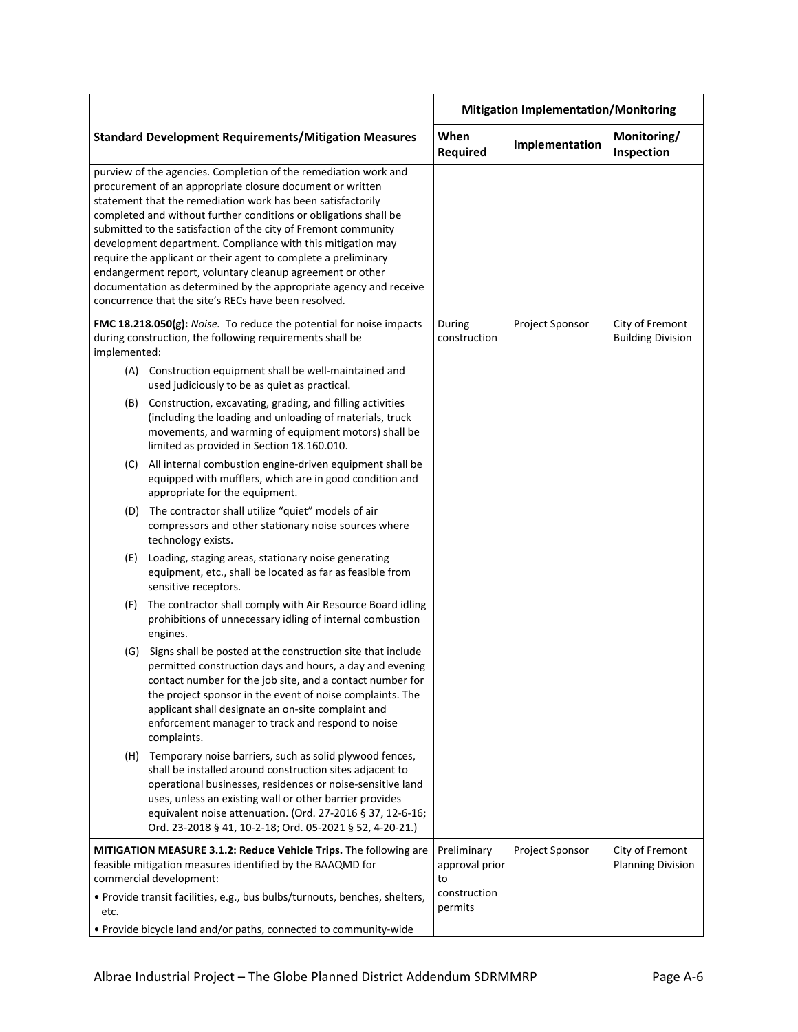| Standard Development Requirements/Mitigation Measures | Mitigation Implementation/Monitoring | | |
|---|---|---|---|
| | **When Required** | **Implementation** | **Monitoring/ Inspection** |
| purview of the agencies. Completion of the remediation work and procurement of an appropriate closure document or written statement that the remediation work has been satisfactorily completed and without further conditions or obligations shall be submitted to the satisfaction of the city of Fremont community development department. Compliance with this mitigation may require the applicant or their agent to complete a preliminary endangerment report, voluntary cleanup agreement or other documentation as determined by the appropriate agency and receive concurrence that the site's RECs have been resolved. | | | |
| **FMC 18.218.050(g):** *Noise.* To reduce the potential for noise impacts during construction, the following requirements shall be implemented:<br>(A) Construction equipment shall be well-maintained and used judiciously to be as quiet as practical.<br>(B) Construction, excavating, grading, and filling activities (including the loading and unloading of materials, truck movements, and warming of equipment motors) shall be limited as provided in Section 18.160.010.<br>(C) All internal combustion engine-driven equipment shall be equipped with mufflers, which are in good condition and appropriate for the equipment.<br>(D) The contractor shall utilize "quiet" models of air compressors and other stationary noise sources where technology exists.<br>(E) Loading, staging areas, stationary noise generating equipment, etc., shall be located as far as feasible from sensitive receptors.<br>(F) The contractor shall comply with Air Resource Board idling prohibitions of unnecessary idling of internal combustion engines.<br>(G) Signs shall be posted at the construction site that include permitted construction days and hours, a day and evening contact number for the job site, and a contact number for the project sponsor in the event of noise complaints. The applicant shall designate an on-site complaint and enforcement manager to track and respond to noise complaints.<br>(H) Temporary noise barriers, such as solid plywood fences, shall be installed around construction sites adjacent to operational businesses, residences or noise-sensitive land uses, unless an existing wall or other barrier provides equivalent noise attenuation. (Ord. 27-2016 § 37, 12-6-16; Ord. 23-2018 § 41, 10-2-18; Ord. 05-2021 § 52, 4-20-21.) | During construction | Project Sponsor | City of Fremont Building Division |
| **MITIGATION MEASURE 3.1.2: Reduce Vehicle Trips.** The following are feasible mitigation measures identified by the BAAQMD for commercial development:<br>• Provide transit facilities, e.g., bus bulbs/turnouts, benches, shelters, etc.<br>• Provide bicycle land and/or paths, connected to community-wide | Preliminary approval prior to construction permits | Project Sponsor | City of Fremont Planning Division |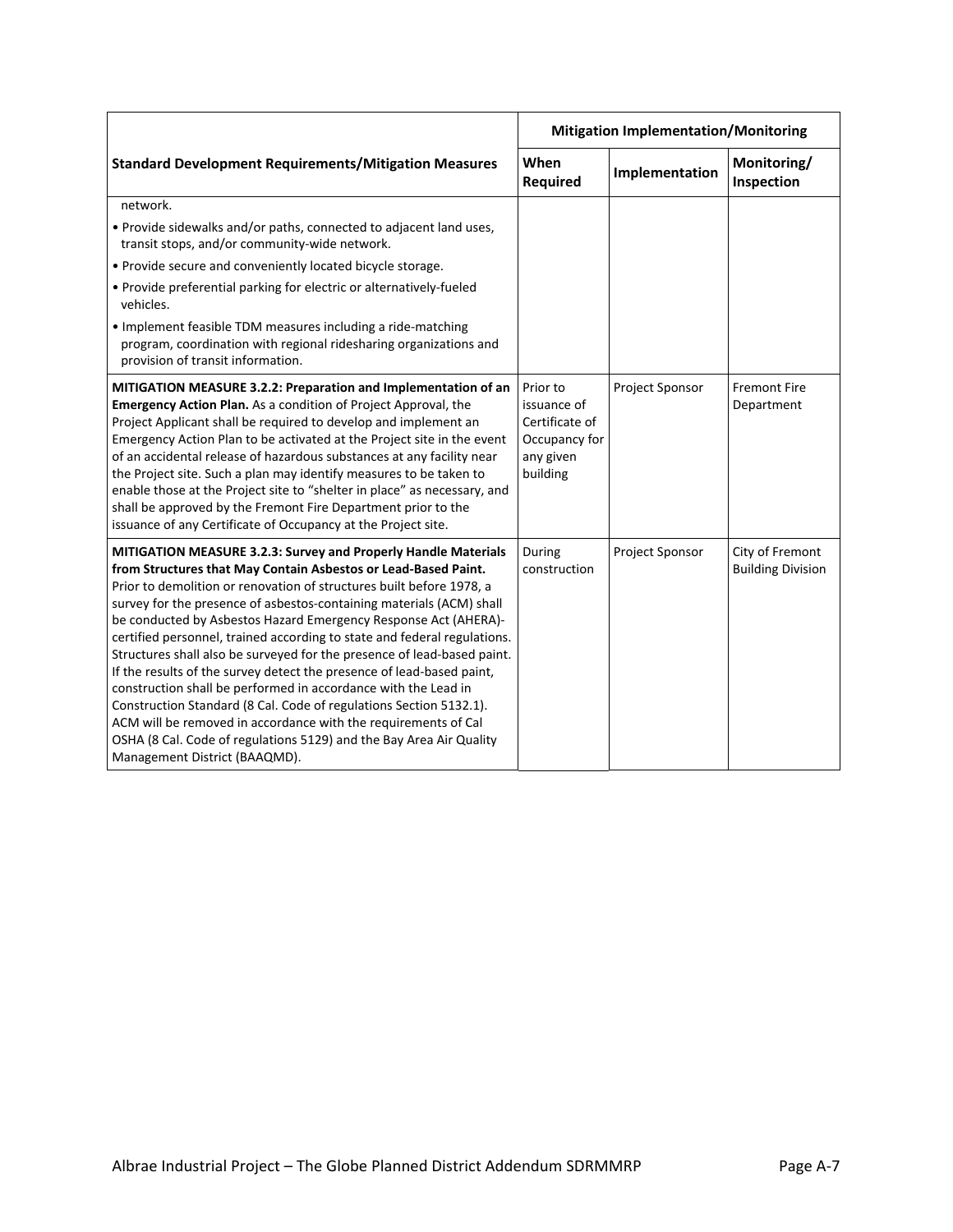| Standard Development Requirements/Mitigation Measures | Mitigation Implementation/Monitoring | | |
|---|---|---|---|
| | When Required | Implementation | Monitoring/ Inspection |
| network.<br>• Provide sidewalks and/or paths, connected to adjacent land uses, transit stops, and/or community-wide network.<br>• Provide secure and conveniently located bicycle storage.<br>• Provide preferential parking for electric or alternatively-fueled vehicles.<br>• Implement feasible TDM measures including a ride-matching program, coordination with regional ridesharing organizations and provision of transit information. | | | |
| **MITIGATION MEASURE 3.2.2: Preparation and Implementation of an Emergency Action Plan.** As a condition of Project Approval, the Project Applicant shall be required to develop and implement an Emergency Action Plan to be activated at the Project site in the event of an accidental release of hazardous substances at any facility near the Project site. Such a plan may identify measures to be taken to enable those at the Project site to "shelter in place" as necessary, and shall be approved by the Fremont Fire Department prior to the issuance of any Certificate of Occupancy at the Project site. | Prior to issuance of Certificate of Occupancy for any given building | Project Sponsor | Fremont Fire Department |
| **MITIGATION MEASURE 3.2.3: Survey and Properly Handle Materials from Structures that May Contain Asbestos or Lead-Based Paint.** Prior to demolition or renovation of structures built before 1978, a survey for the presence of asbestos-containing materials (ACM) shall be conducted by Asbestos Hazard Emergency Response Act (AHERA)-certified personnel, trained according to state and federal regulations. Structures shall also be surveyed for the presence of lead-based paint. If the results of the survey detect the presence of lead-based paint, construction shall be performed in accordance with the Lead in Construction Standard (8 Cal. Code of regulations Section 5132.1). ACM will be removed in accordance with the requirements of Cal OSHA (8 Cal. Code of regulations 5129) and the Bay Area Air Quality Management District (BAAQMD). | During construction | Project Sponsor | City of Fremont Building Division |